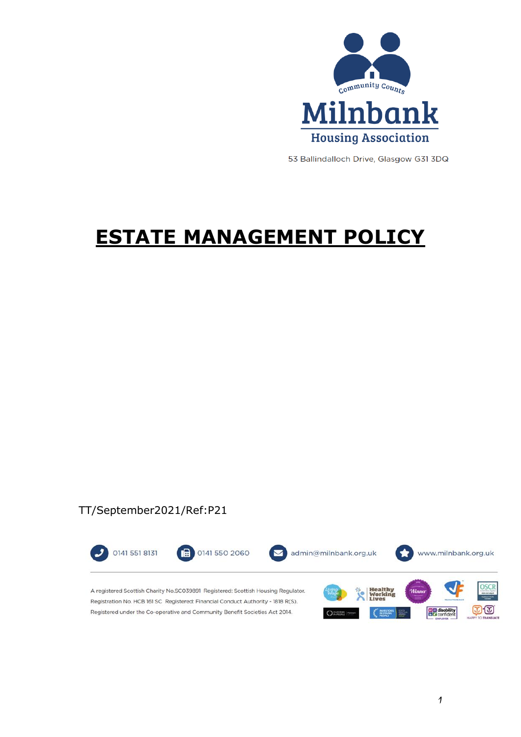Community Counts

**Milnbank**

**Housing Association**

53 Ballindalloch Drive, Glasgow G31 3DQ

# <u>ESTATE MANAGEMENT POLICY</u>

TT/September2021/Ref:P21

0141 551 8131 0141 550 2060 admin@milnbank.org.uk www.milnbank.org.uk

A registered Scottish Charity No.SC039891 Registered: Scottish Housing Regulator. Registration No. HCB 161 SC Registered: Financial Conduct Authority - 1818 R(S). Registered under the Co-operative and Community Benefit Societies Act 2014.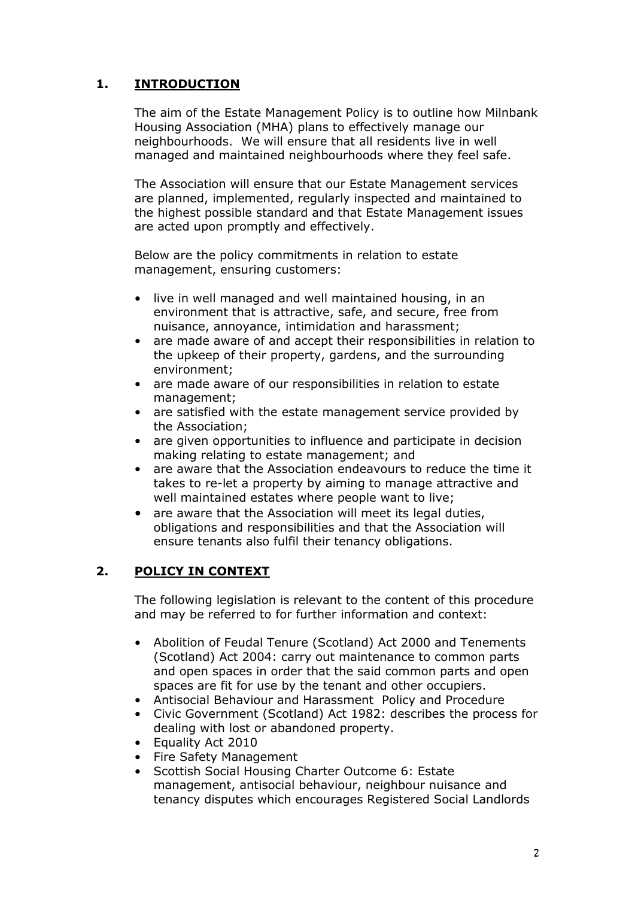## 1. INTRODUCTION

The aim of the Estate Management Policy is to outline how Milnbank Housing Association (MHA) plans to effectively manage our neighbourhoods. We will ensure that all residents live in well managed and maintained neighbourhoods where they feel safe.

The Association will ensure that our Estate Management services are planned, implemented, regularly inspected and maintained to the highest possible standard and that Estate Management issues are acted upon promptly and effectively.

Below are the policy commitments in relation to estate management, ensuring customers:

- live in well managed and well maintained housing, in an environment that is attractive, safe, and secure, free from nuisance, annoyance, intimidation and harassment;
- are made aware of and accept their responsibilities in relation to the upkeep of their property, gardens, and the surrounding environment;
- are made aware of our responsibilities in relation to estate management;
- are satisfied with the estate management service provided by the Association;
- are given opportunities to influence and participate in decision making relating to estate management; and
- are aware that the Association endeavours to reduce the time it takes to re-let a property by aiming to manage attractive and well maintained estates where people want to live;
- are aware that the Association will meet its legal duties, obligations and responsibilities and that the Association will ensure tenants also fulfil their tenancy obligations.

## 2. POLICY IN CONTEXT

The following legislation is relevant to the content of this procedure and may be referred to for further information and context:

- Abolition of Feudal Tenure (Scotland) Act 2000 and Tenements (Scotland) Act 2004: carry out maintenance to common parts and open spaces in order that the said common parts and open spaces are fit for use by the tenant and other occupiers.
- Antisocial Behaviour and Harassment Policy and Procedure
- Civic Government (Scotland) Act 1982: describes the process for dealing with lost or abandoned property.
- Equality Act 2010
- Fire Safety Management
- Scottish Social Housing Charter Outcome 6: Estate management, antisocial behaviour, neighbour nuisance and tenancy disputes which encourages Registered Social Landlords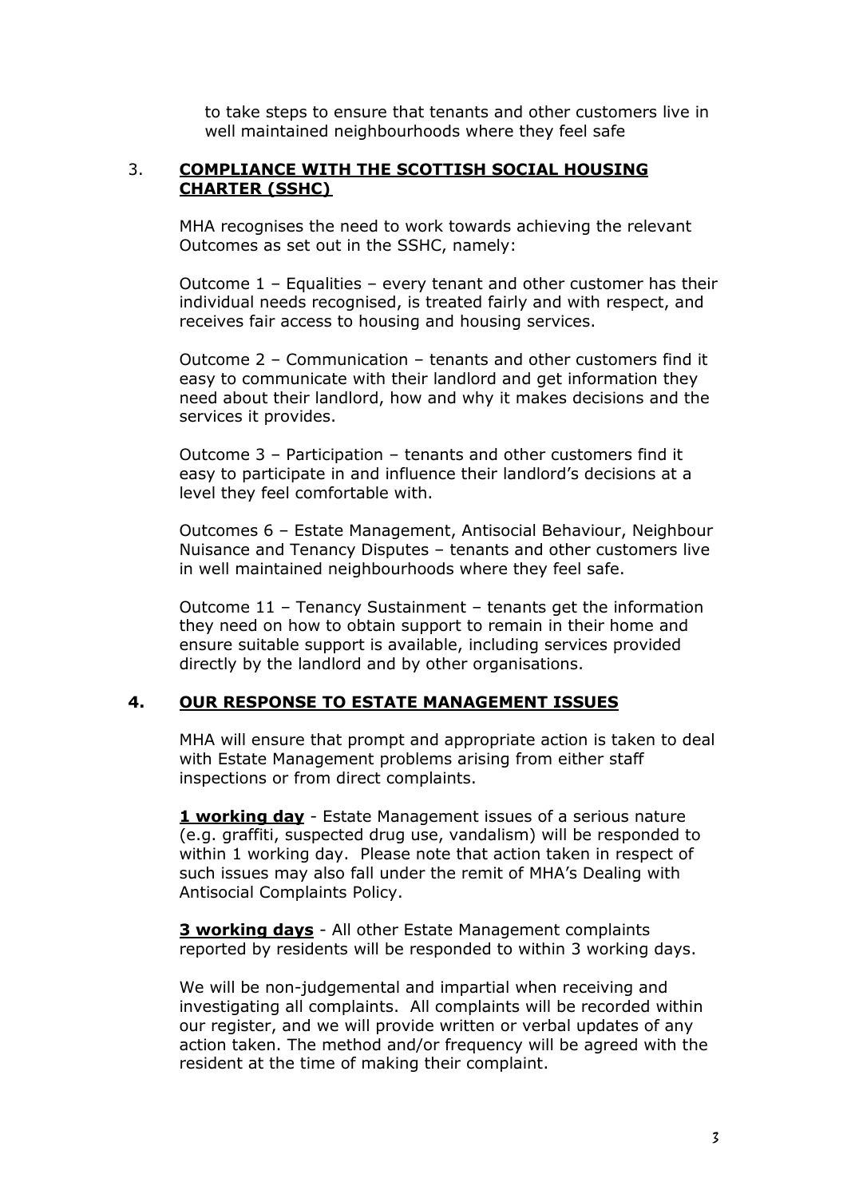to take steps to ensure that tenants and other customers live in well maintained neighbourhoods where they feel safe

## 3. COMPLIANCE WITH THE SCOTTISH SOCIAL HOUSING CHARTER (SSHC)

MHA recognises the need to work towards achieving the relevant Outcomes as set out in the SSHC, namely:

Outcome 1 – Equalities – every tenant and other customer has their individual needs recognised, is treated fairly and with respect, and receives fair access to housing and housing services.

Outcome 2 – Communication – tenants and other customers find it easy to communicate with their landlord and get information they need about their landlord, how and why it makes decisions and the services it provides.

Outcome 3 – Participation – tenants and other customers find it easy to participate in and influence their landlord's decisions at a level they feel comfortable with.

Outcomes 6 – Estate Management, Antisocial Behaviour, Neighbour Nuisance and Tenancy Disputes – tenants and other customers live in well maintained neighbourhoods where they feel safe.

Outcome 11 – Tenancy Sustainment – tenants get the information they need on how to obtain support to remain in their home and ensure suitable support is available, including services provided directly by the landlord and by other organisations.

## 4. OUR RESPONSE TO ESTATE MANAGEMENT ISSUES

MHA will ensure that prompt and appropriate action is taken to deal with Estate Management problems arising from either staff inspections or from direct complaints.

**1 working day** - Estate Management issues of a serious nature (e.g. graffiti, suspected drug use, vandalism) will be responded to within 1 working day. Please note that action taken in respect of such issues may also fall under the remit of MHA's Dealing with Antisocial Complaints Policy.

**3 working days** - All other Estate Management complaints reported by residents will be responded to within 3 working days.

We will be non-judgemental and impartial when receiving and investigating all complaints. All complaints will be recorded within our register, and we will provide written or verbal updates of any action taken. The method and/or frequency will be agreed with the resident at the time of making their complaint.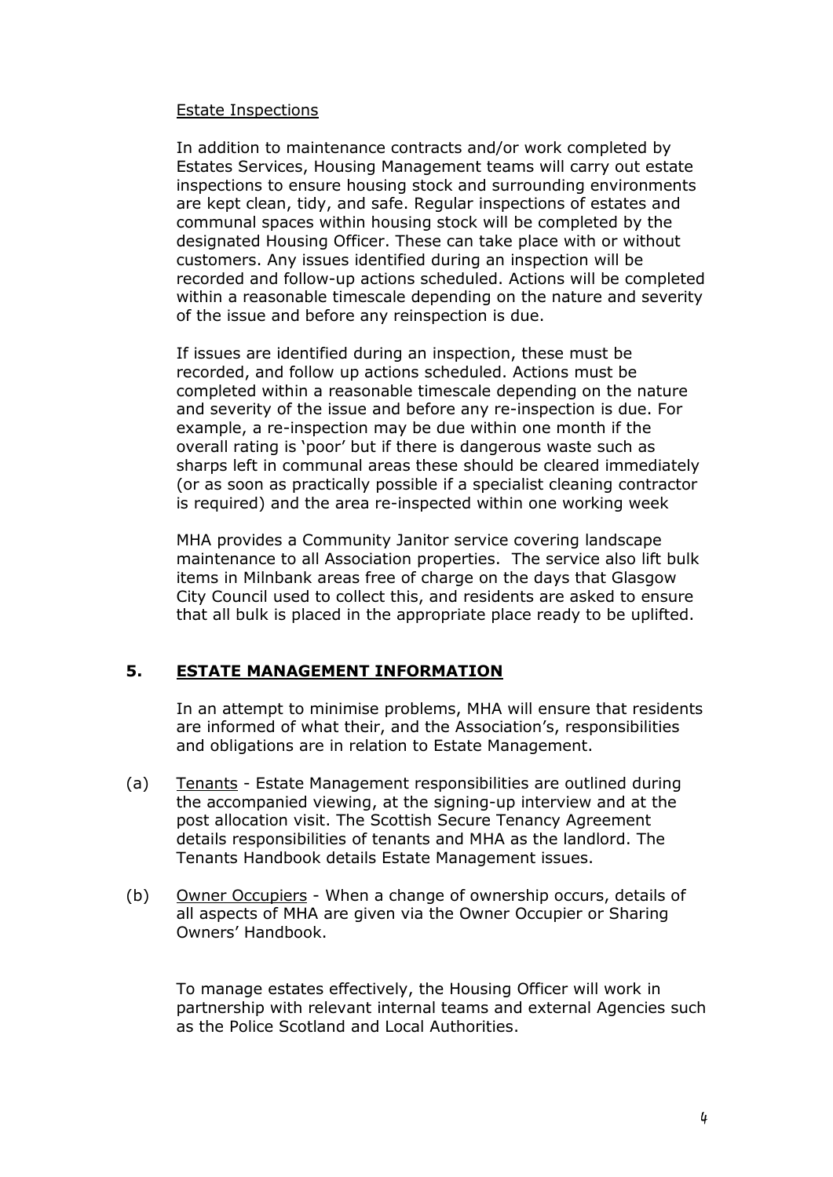Estate Inspections

In addition to maintenance contracts and/or work completed by Estates Services, Housing Management teams will carry out estate inspections to ensure housing stock and surrounding environments are kept clean, tidy, and safe. Regular inspections of estates and communal spaces within housing stock will be completed by the designated Housing Officer. These can take place with or without customers. Any issues identified during an inspection will be recorded and follow-up actions scheduled. Actions will be completed within a reasonable timescale depending on the nature and severity of the issue and before any reinspection is due.

If issues are identified during an inspection, these must be recorded, and follow up actions scheduled. Actions must be completed within a reasonable timescale depending on the nature and severity of the issue and before any re-inspection is due. For example, a re-inspection may be due within one month if the overall rating is 'poor' but if there is dangerous waste such as sharps left in communal areas these should be cleared immediately (or as soon as practically possible if a specialist cleaning contractor is required) and the area re-inspected within one working week

MHA provides a Community Janitor service covering landscape maintenance to all Association properties. The service also lift bulk items in Milnbank areas free of charge on the days that Glasgow City Council used to collect this, and residents are asked to ensure that all bulk is placed in the appropriate place ready to be uplifted.

## 5. ESTATE MANAGEMENT INFORMATION

In an attempt to minimise problems, MHA will ensure that residents are informed of what their, and the Association's, responsibilities and obligations are in relation to Estate Management.

(a) Tenants - Estate Management responsibilities are outlined during the accompanied viewing, at the signing-up interview and at the post allocation visit. The Scottish Secure Tenancy Agreement details responsibilities of tenants and MHA as the landlord. The Tenants Handbook details Estate Management issues.

(b) Owner Occupiers - When a change of ownership occurs, details of all aspects of MHA are given via the Owner Occupier or Sharing Owners' Handbook.

To manage estates effectively, the Housing Officer will work in partnership with relevant internal teams and external Agencies such as the Police Scotland and Local Authorities.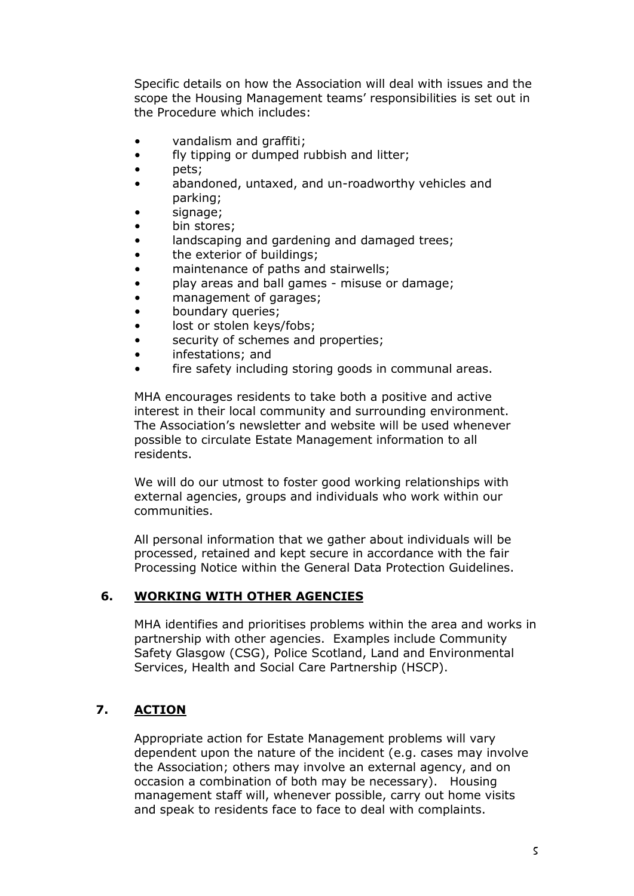Specific details on how the Association will deal with issues and the scope the Housing Management teams' responsibilities is set out in the Procedure which includes:

- vandalism and graffiti;
- fly tipping or dumped rubbish and litter;
- pets;
- abandoned, untaxed, and un-roadworthy vehicles and parking;
- signage;
- bin stores;
- landscaping and gardening and damaged trees;
- the exterior of buildings;
- maintenance of paths and stairwells;
- play areas and ball games - misuse or damage;
- management of garages;
- boundary queries;
- lost or stolen keys/fobs;
- security of schemes and properties;
- infestations; and
- fire safety including storing goods in communal areas.

MHA encourages residents to take both a positive and active interest in their local community and surrounding environment. The Association's newsletter and website will be used whenever possible to circulate Estate Management information to all residents.

We will do our utmost to foster good working relationships with external agencies, groups and individuals who work within our communities.

All personal information that we gather about individuals will be processed, retained and kept secure in accordance with the fair Processing Notice within the General Data Protection Guidelines.

## 6. WORKING WITH OTHER AGENCIES

MHA identifies and prioritises problems within the area and works in partnership with other agencies. Examples include Community Safety Glasgow (CSG), Police Scotland, Land and Environmental Services, Health and Social Care Partnership (HSCP).

## 7. ACTION

Appropriate action for Estate Management problems will vary dependent upon the nature of the incident (e.g. cases may involve the Association; others may involve an external agency, and on occasion a combination of both may be necessary). Housing management staff will, whenever possible, carry out home visits and speak to residents face to face to deal with complaints.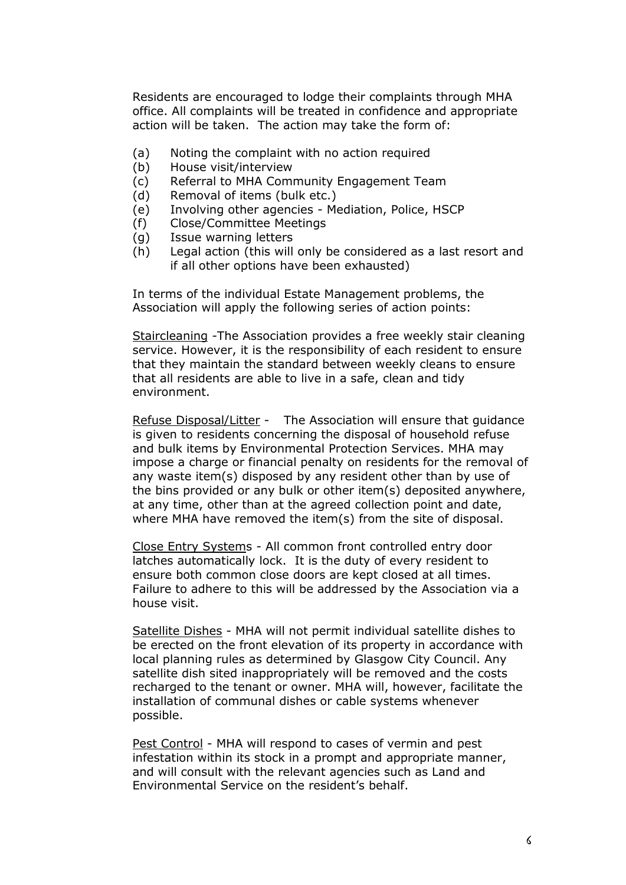Residents are encouraged to lodge their complaints through MHA office. All complaints will be treated in confidence and appropriate action will be taken. The action may take the form of:

(a) Noting the complaint with no action required
(b) House visit/interview
(c) Referral to MHA Community Engagement Team
(d) Removal of items (bulk etc.)
(e) Involving other agencies - Mediation, Police, HSCP
(f) Close/Committee Meetings
(g) Issue warning letters
(h) Legal action (this will only be considered as a last resort and if all other options have been exhausted)

In terms of the individual Estate Management problems, the Association will apply the following series of action points:

<u>Staircleaning</u> -The Association provides a free weekly stair cleaning service. However, it is the responsibility of each resident to ensure that they maintain the standard between weekly cleans to ensure that all residents are able to live in a safe, clean and tidy environment.

<u>Refuse Disposal/Litter</u> - The Association will ensure that guidance is given to residents concerning the disposal of household refuse and bulk items by Environmental Protection Services. MHA may impose a charge or financial penalty on residents for the removal of any waste item(s) disposed by any resident other than by use of the bins provided or any bulk or other item(s) deposited anywhere, at any time, other than at the agreed collection point and date, where MHA have removed the item(s) from the site of disposal.

<u>Close Entry System</u>s - All common front controlled entry door latches automatically lock. It is the duty of every resident to ensure both common close doors are kept closed at all times. Failure to adhere to this will be addressed by the Association via a house visit.

<u>Satellite Dishes</u> - MHA will not permit individual satellite dishes to be erected on the front elevation of its property in accordance with local planning rules as determined by Glasgow City Council. Any satellite dish sited inappropriately will be removed and the costs recharged to the tenant or owner. MHA will, however, facilitate the installation of communal dishes or cable systems whenever possible.

<u>Pest Control</u> - MHA will respond to cases of vermin and pest infestation within its stock in a prompt and appropriate manner, and will consult with the relevant agencies such as Land and Environmental Service on the resident's behalf.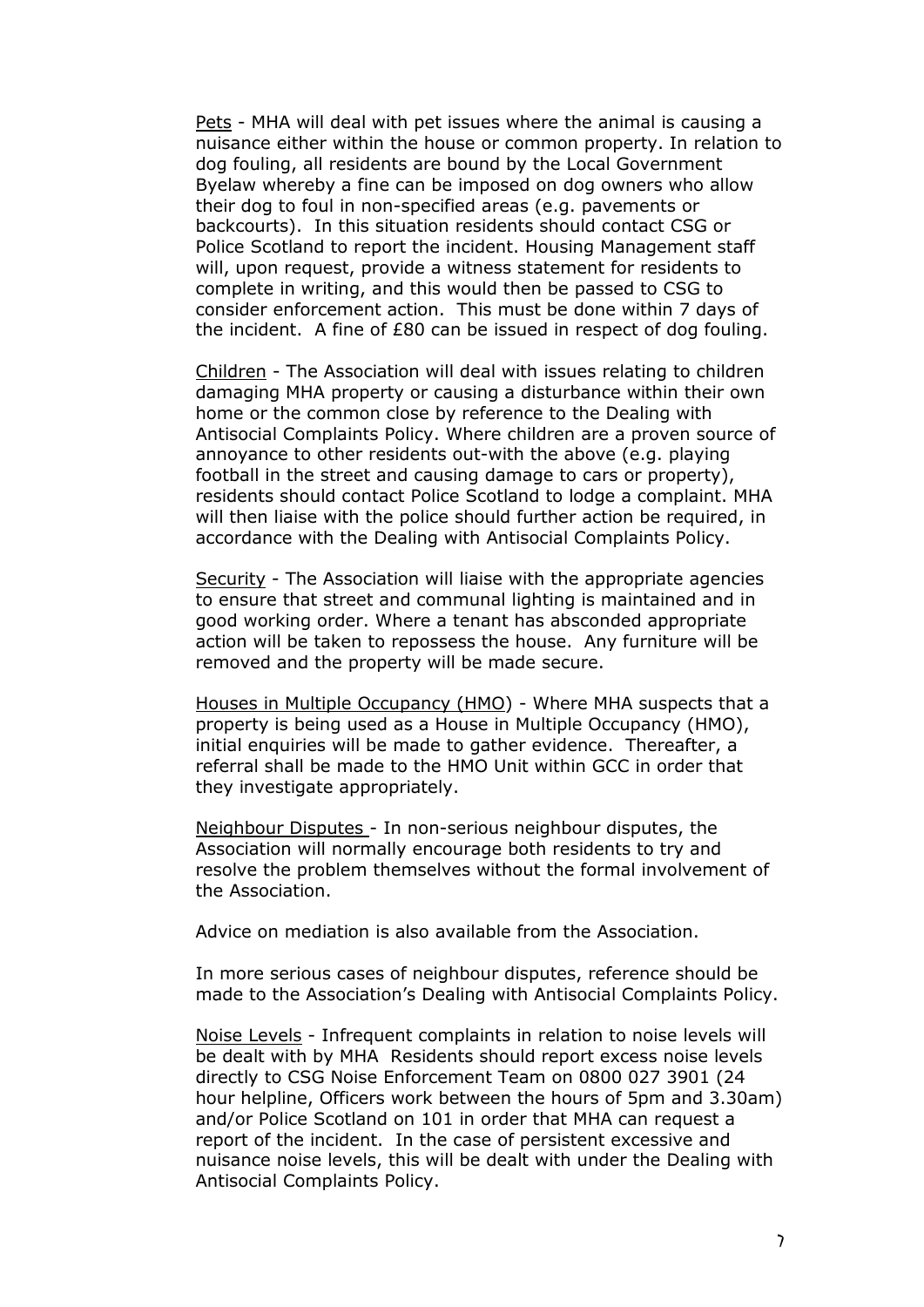Pets - MHA will deal with pet issues where the animal is causing a nuisance either within the house or common property. In relation to dog fouling, all residents are bound by the Local Government Byelaw whereby a fine can be imposed on dog owners who allow their dog to foul in non-specified areas (e.g. pavements or backcourts). In this situation residents should contact CSG or Police Scotland to report the incident. Housing Management staff will, upon request, provide a witness statement for residents to complete in writing, and this would then be passed to CSG to consider enforcement action. This must be done within 7 days of the incident. A fine of £80 can be issued in respect of dog fouling.

Children - The Association will deal with issues relating to children damaging MHA property or causing a disturbance within their own home or the common close by reference to the Dealing with Antisocial Complaints Policy. Where children are a proven source of annoyance to other residents out-with the above (e.g. playing football in the street and causing damage to cars or property), residents should contact Police Scotland to lodge a complaint. MHA will then liaise with the police should further action be required, in accordance with the Dealing with Antisocial Complaints Policy.

Security - The Association will liaise with the appropriate agencies to ensure that street and communal lighting is maintained and in good working order. Where a tenant has absconded appropriate action will be taken to repossess the house. Any furniture will be removed and the property will be made secure.

Houses in Multiple Occupancy (HMO) - Where MHA suspects that a property is being used as a House in Multiple Occupancy (HMO), initial enquiries will be made to gather evidence. Thereafter, a referral shall be made to the HMO Unit within GCC in order that they investigate appropriately.

Neighbour Disputes - In non-serious neighbour disputes, the Association will normally encourage both residents to try and resolve the problem themselves without the formal involvement of the Association.

Advice on mediation is also available from the Association.

In more serious cases of neighbour disputes, reference should be made to the Association's Dealing with Antisocial Complaints Policy.

Noise Levels - Infrequent complaints in relation to noise levels will be dealt with by MHA Residents should report excess noise levels directly to CSG Noise Enforcement Team on 0800 027 3901 (24 hour helpline, Officers work between the hours of 5pm and 3.30am) and/or Police Scotland on 101 in order that MHA can request a report of the incident. In the case of persistent excessive and nuisance noise levels, this will be dealt with under the Dealing with Antisocial Complaints Policy.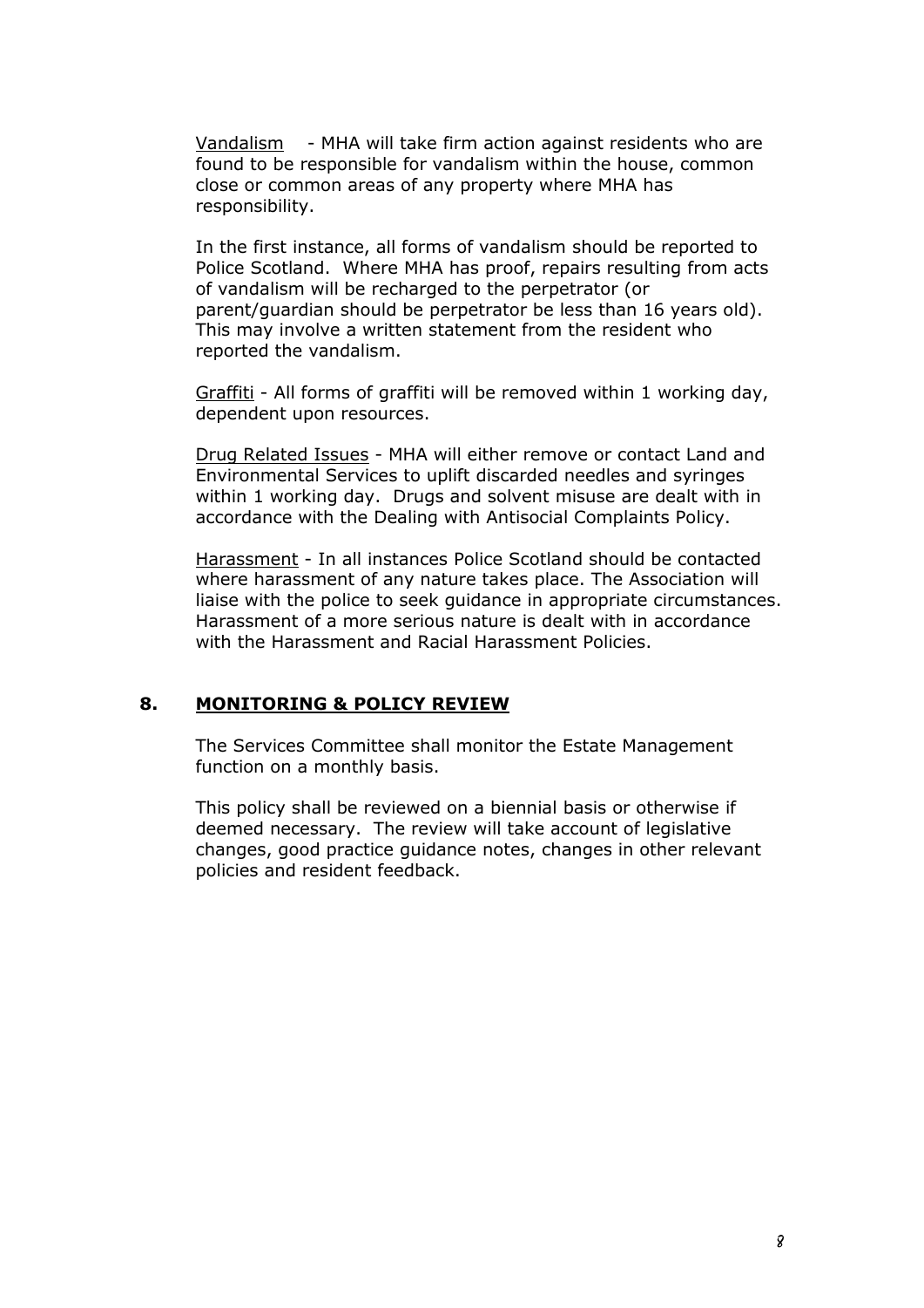Vandalism - MHA will take firm action against residents who are found to be responsible for vandalism within the house, common close or common areas of any property where MHA has responsibility.

In the first instance, all forms of vandalism should be reported to Police Scotland. Where MHA has proof, repairs resulting from acts of vandalism will be recharged to the perpetrator (or parent/guardian should be perpetrator be less than 16 years old). This may involve a written statement from the resident who reported the vandalism.

Graffiti - All forms of graffiti will be removed within 1 working day, dependent upon resources.

Drug Related Issues - MHA will either remove or contact Land and Environmental Services to uplift discarded needles and syringes within 1 working day. Drugs and solvent misuse are dealt with in accordance with the Dealing with Antisocial Complaints Policy.

Harassment - In all instances Police Scotland should be contacted where harassment of any nature takes place. The Association will liaise with the police to seek guidance in appropriate circumstances. Harassment of a more serious nature is dealt with in accordance with the Harassment and Racial Harassment Policies.

## 8. MONITORING & POLICY REVIEW

The Services Committee shall monitor the Estate Management function on a monthly basis.

This policy shall be reviewed on a biennial basis or otherwise if deemed necessary. The review will take account of legislative changes, good practice guidance notes, changes in other relevant policies and resident feedback.